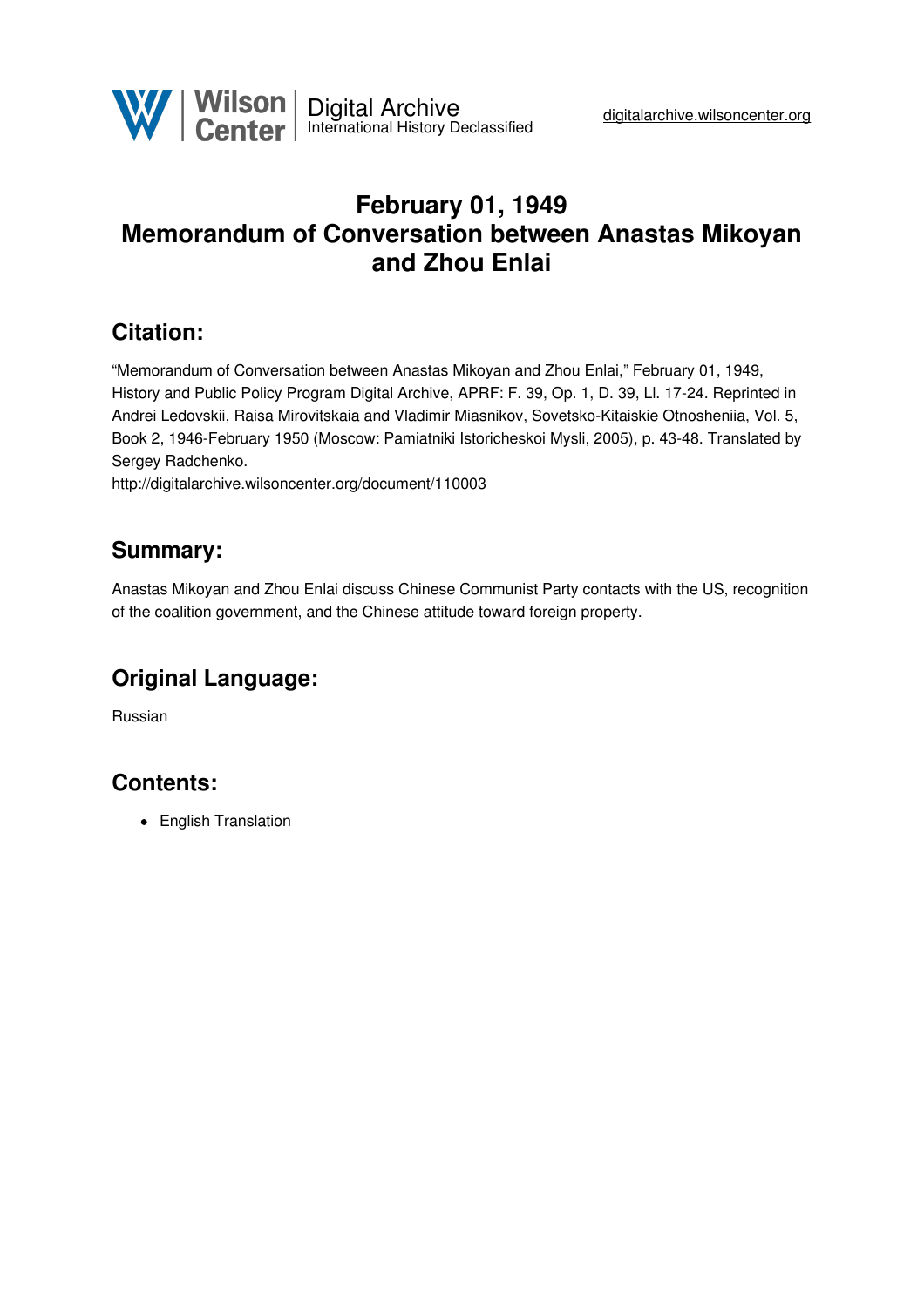# February 01, 1949
# Memorandum of Conversation between Anastas Mikoyan and Zhou Enlai

## Citation:

"Memorandum of Conversation between Anastas Mikoyan and Zhou Enlai," February 01, 1949, History and Public Policy Program Digital Archive, APRF: F. 39, Op. 1, D. 39, Ll. 17-24. Reprinted in Andrei Ledovskii, Raisa Mirovitskaia and Vladimir Miasnikov, Sovetsko-Kitaiskie Otnosheniia, Vol. 5, Book 2, 1946-February 1950 (Moscow: Pamiatniki Istoricheskoi Mysli, 2005), p. 43-48. Translated by Sergey Radchenko.

http://digitalarchive.wilsoncenter.org/document/110003

## Summary:

Anastas Mikoyan and Zhou Enlai discuss Chinese Communist Party contacts with the US, recognition of the coalition government, and the Chinese attitude toward foreign property.

## Original Language:

Russian

## Contents:

- English Translation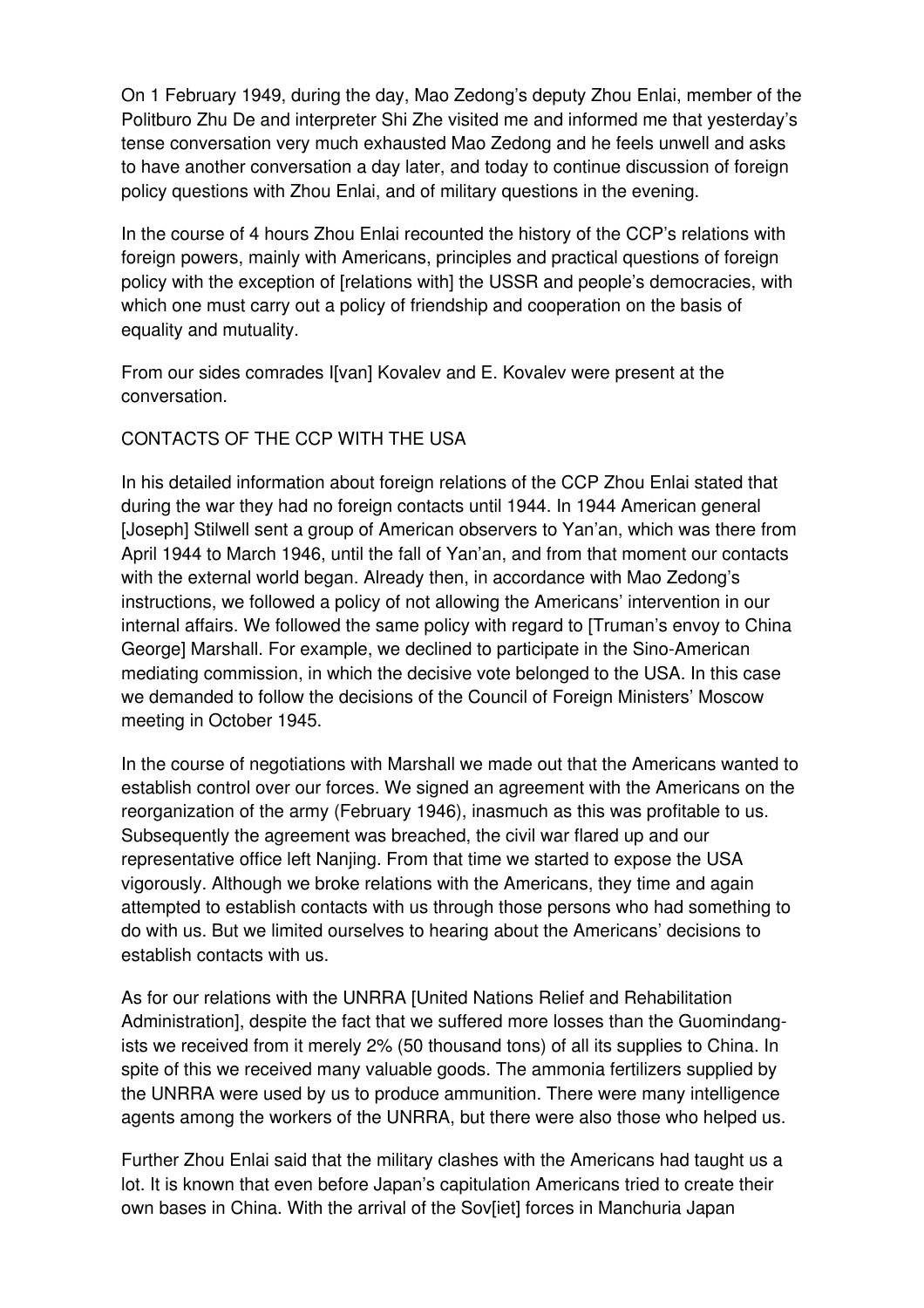On 1 February 1949, during the day, Mao Zedong's deputy Zhou Enlai, member of the Politburo Zhu De and interpreter Shi Zhe visited me and informed me that yesterday's tense conversation very much exhausted Mao Zedong and he feels unwell and asks to have another conversation a day later, and today to continue discussion of foreign policy questions with Zhou Enlai, and of military questions in the evening.

In the course of 4 hours Zhou Enlai recounted the history of the CCP's relations with foreign powers, mainly with Americans, principles and practical questions of foreign policy with the exception of [relations with] the USSR and people's democracies, with which one must carry out a policy of friendship and cooperation on the basis of equality and mutuality.

From our sides comrades I[van] Kovalev and E. Kovalev were present at the conversation.

## CONTACTS OF THE CCP WITH THE USA

In his detailed information about foreign relations of the CCP Zhou Enlai stated that during the war they had no foreign contacts until 1944. In 1944 American general [Joseph] Stilwell sent a group of American observers to Yan'an, which was there from April 1944 to March 1946, until the fall of Yan'an, and from that moment our contacts with the external world began. Already then, in accordance with Mao Zedong's instructions, we followed a policy of not allowing the Americans' intervention in our internal affairs. We followed the same policy with regard to [Truman's envoy to China George] Marshall. For example, we declined to participate in the Sino-American mediating commission, in which the decisive vote belonged to the USA. In this case we demanded to follow the decisions of the Council of Foreign Ministers' Moscow meeting in October 1945.

In the course of negotiations with Marshall we made out that the Americans wanted to establish control over our forces. We signed an agreement with the Americans on the reorganization of the army (February 1946), inasmuch as this was profitable to us. Subsequently the agreement was breached, the civil war flared up and our representative office left Nanjing. From that time we started to expose the USA vigorously. Although we broke relations with the Americans, they time and again attempted to establish contacts with us through those persons who had something to do with us. But we limited ourselves to hearing about the Americans' decisions to establish contacts with us.

As for our relations with the UNRRA [United Nations Relief and Rehabilitation Administration], despite the fact that we suffered more losses than the Guomindang-ists we received from it merely 2% (50 thousand tons) of all its supplies to China. In spite of this we received many valuable goods. The ammonia fertilizers supplied by the UNRRA were used by us to produce ammunition. There were many intelligence agents among the workers of the UNRRA, but there were also those who helped us.

Further Zhou Enlai said that the military clashes with the Americans had taught us a lot. It is known that even before Japan's capitulation Americans tried to create their own bases in China. With the arrival of the Sov[iet] forces in Manchuria Japan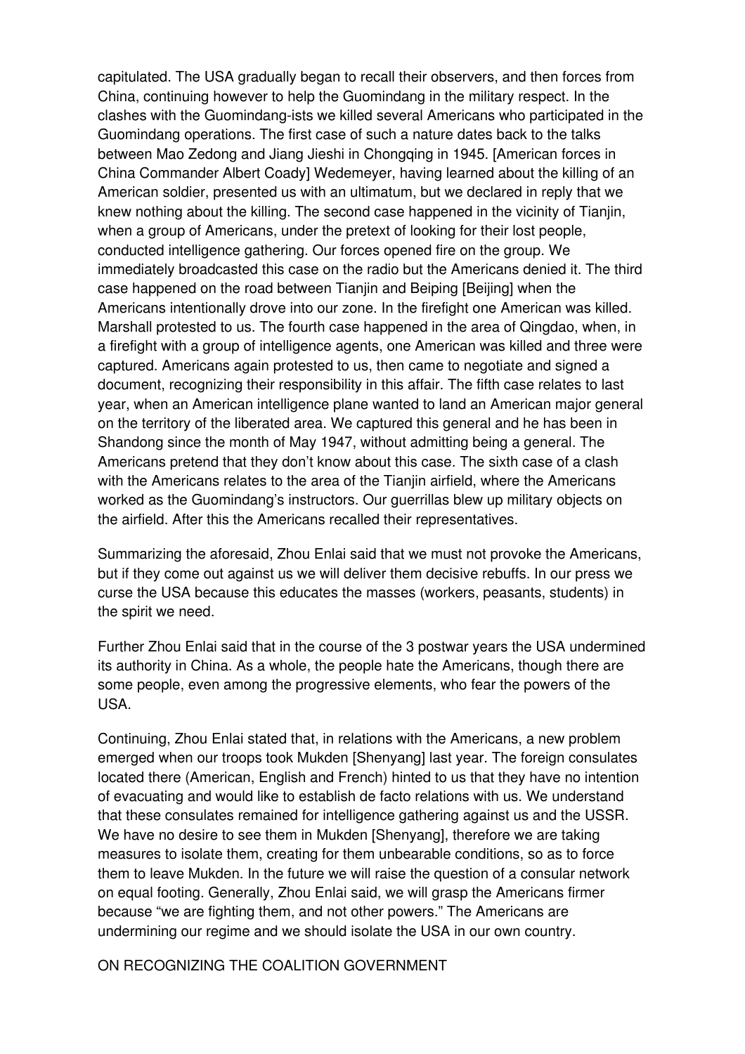capitulated. The USA gradually began to recall their observers, and then forces from China, continuing however to help the Guomindang in the military respect. In the clashes with the Guomindang-ists we killed several Americans who participated in the Guomindang operations. The first case of such a nature dates back to the talks between Mao Zedong and Jiang Jieshi in Chongqing in 1945. [American forces in China Commander Albert Coady] Wedemeyer, having learned about the killing of an American soldier, presented us with an ultimatum, but we declared in reply that we knew nothing about the killing. The second case happened in the vicinity of Tianjin, when a group of Americans, under the pretext of looking for their lost people, conducted intelligence gathering. Our forces opened fire on the group. We immediately broadcasted this case on the radio but the Americans denied it. The third case happened on the road between Tianjin and Beiping [Beijing] when the Americans intentionally drove into our zone. In the firefight one American was killed. Marshall protested to us. The fourth case happened in the area of Qingdao, when, in a firefight with a group of intelligence agents, one American was killed and three were captured. Americans again protested to us, then came to negotiate and signed a document, recognizing their responsibility in this affair. The fifth case relates to last year, when an American intelligence plane wanted to land an American major general on the territory of the liberated area. We captured this general and he has been in Shandong since the month of May 1947, without admitting being a general. The Americans pretend that they don't know about this case. The sixth case of a clash with the Americans relates to the area of the Tianjin airfield, where the Americans worked as the Guomindang's instructors. Our guerrillas blew up military objects on the airfield. After this the Americans recalled their representatives.

Summarizing the aforesaid, Zhou Enlai said that we must not provoke the Americans, but if they come out against us we will deliver them decisive rebuffs. In our press we curse the USA because this educates the masses (workers, peasants, students) in the spirit we need.

Further Zhou Enlai said that in the course of the 3 postwar years the USA undermined its authority in China. As a whole, the people hate the Americans, though there are some people, even among the progressive elements, who fear the powers of the USA.

Continuing, Zhou Enlai stated that, in relations with the Americans, a new problem emerged when our troops took Mukden [Shenyang] last year. The foreign consulates located there (American, English and French) hinted to us that they have no intention of evacuating and would like to establish de facto relations with us. We understand that these consulates remained for intelligence gathering against us and the USSR. We have no desire to see them in Mukden [Shenyang], therefore we are taking measures to isolate them, creating for them unbearable conditions, so as to force them to leave Mukden. In the future we will raise the question of a consular network on equal footing. Generally, Zhou Enlai said, we will grasp the Americans firmer because "we are fighting them, and not other powers." The Americans are undermining our regime and we should isolate the USA in our own country.

ON RECOGNIZING THE COALITION GOVERNMENT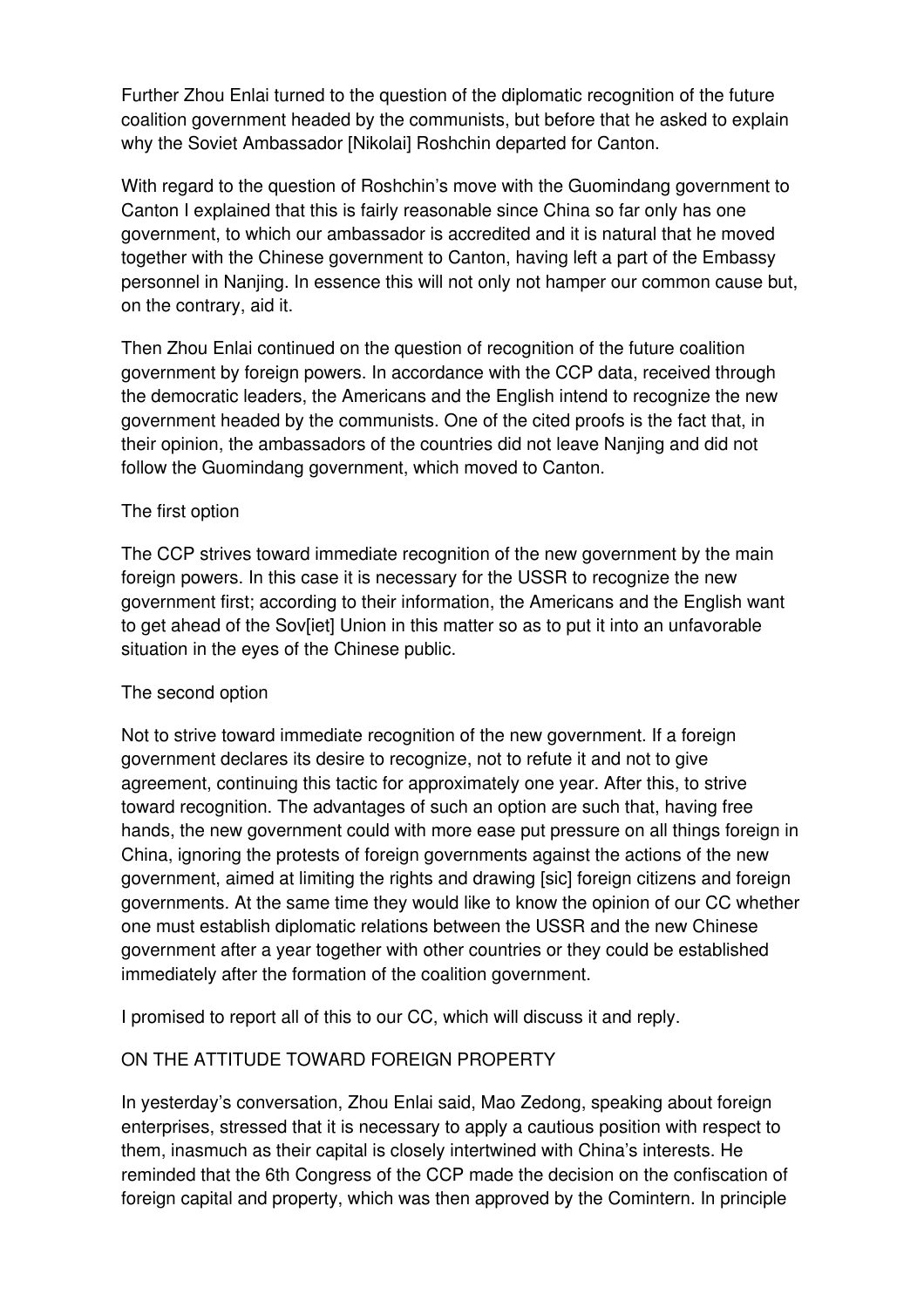Further Zhou Enlai turned to the question of the diplomatic recognition of the future coalition government headed by the communists, but before that he asked to explain why the Soviet Ambassador [Nikolai] Roshchin departed for Canton.

With regard to the question of Roshchin's move with the Guomindang government to Canton I explained that this is fairly reasonable since China so far only has one government, to which our ambassador is accredited and it is natural that he moved together with the Chinese government to Canton, having left a part of the Embassy personnel in Nanjing. In essence this will not only not hamper our common cause but, on the contrary, aid it.

Then Zhou Enlai continued on the question of recognition of the future coalition government by foreign powers. In accordance with the CCP data, received through the democratic leaders, the Americans and the English intend to recognize the new government headed by the communists. One of the cited proofs is the fact that, in their opinion, the ambassadors of the countries did not leave Nanjing and did not follow the Guomindang government, which moved to Canton.

The first option

The CCP strives toward immediate recognition of the new government by the main foreign powers. In this case it is necessary for the USSR to recognize the new government first; according to their information, the Americans and the English want to get ahead of the Sov[iet] Union in this matter so as to put it into an unfavorable situation in the eyes of the Chinese public.

The second option

Not to strive toward immediate recognition of the new government. If a foreign government declares its desire to recognize, not to refute it and not to give agreement, continuing this tactic for approximately one year. After this, to strive toward recognition. The advantages of such an option are such that, having free hands, the new government could with more ease put pressure on all things foreign in China, ignoring the protests of foreign governments against the actions of the new government, aimed at limiting the rights and drawing [sic] foreign citizens and foreign governments. At the same time they would like to know the opinion of our CC whether one must establish diplomatic relations between the USSR and the new Chinese government after a year together with other countries or they could be established immediately after the formation of the coalition government.

I promised to report all of this to our CC, which will discuss it and reply.

ON THE ATTITUDE TOWARD FOREIGN PROPERTY

In yesterday's conversation, Zhou Enlai said, Mao Zedong, speaking about foreign enterprises, stressed that it is necessary to apply a cautious position with respect to them, inasmuch as their capital is closely intertwined with China's interests. He reminded that the 6th Congress of the CCP made the decision on the confiscation of foreign capital and property, which was then approved by the Comintern. In principle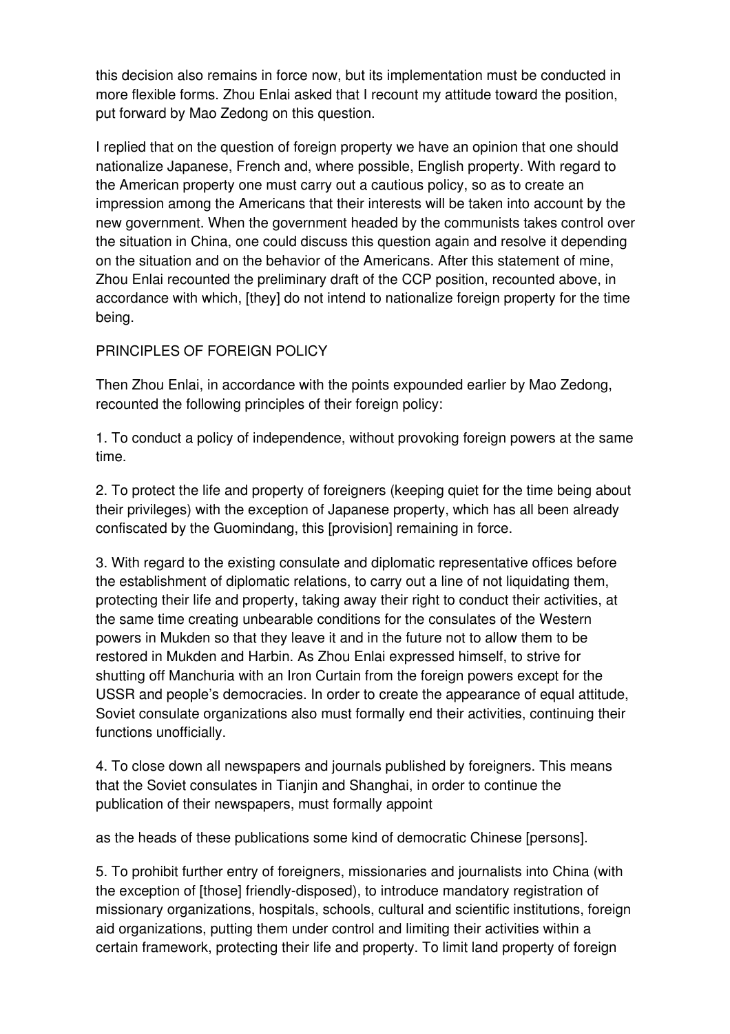this decision also remains in force now, but its implementation must be conducted in more flexible forms. Zhou Enlai asked that I recount my attitude toward the position, put forward by Mao Zedong on this question.

I replied that on the question of foreign property we have an opinion that one should nationalize Japanese, French and, where possible, English property. With regard to the American property one must carry out a cautious policy, so as to create an impression among the Americans that their interests will be taken into account by the new government. When the government headed by the communists takes control over the situation in China, one could discuss this question again and resolve it depending on the situation and on the behavior of the Americans. After this statement of mine, Zhou Enlai recounted the preliminary draft of the CCP position, recounted above, in accordance with which, [they] do not intend to nationalize foreign property for the time being.

## PRINCIPLES OF FOREIGN POLICY

Then Zhou Enlai, in accordance with the points expounded earlier by Mao Zedong, recounted the following principles of their foreign policy:

1. To conduct a policy of independence, without provoking foreign powers at the same time.

2. To protect the life and property of foreigners (keeping quiet for the time being about their privileges) with the exception of Japanese property, which has all been already confiscated by the Guomindang, this [provision] remaining in force.

3. With regard to the existing consulate and diplomatic representative offices before the establishment of diplomatic relations, to carry out a line of not liquidating them, protecting their life and property, taking away their right to conduct their activities, at the same time creating unbearable conditions for the consulates of the Western powers in Mukden so that they leave it and in the future not to allow them to be restored in Mukden and Harbin. As Zhou Enlai expressed himself, to strive for shutting off Manchuria with an Iron Curtain from the foreign powers except for the USSR and people's democracies. In order to create the appearance of equal attitude, Soviet consulate organizations also must formally end their activities, continuing their functions unofficially.

4. To close down all newspapers and journals published by foreigners. This means that the Soviet consulates in Tianjin and Shanghai, in order to continue the publication of their newspapers, must formally appoint as the heads of these publications some kind of democratic Chinese [persons].

5. To prohibit further entry of foreigners, missionaries and journalists into China (with the exception of [those] friendly-disposed), to introduce mandatory registration of missionary organizations, hospitals, schools, cultural and scientific institutions, foreign aid organizations, putting them under control and limiting their activities within a certain framework, protecting their life and property. To limit land property of foreign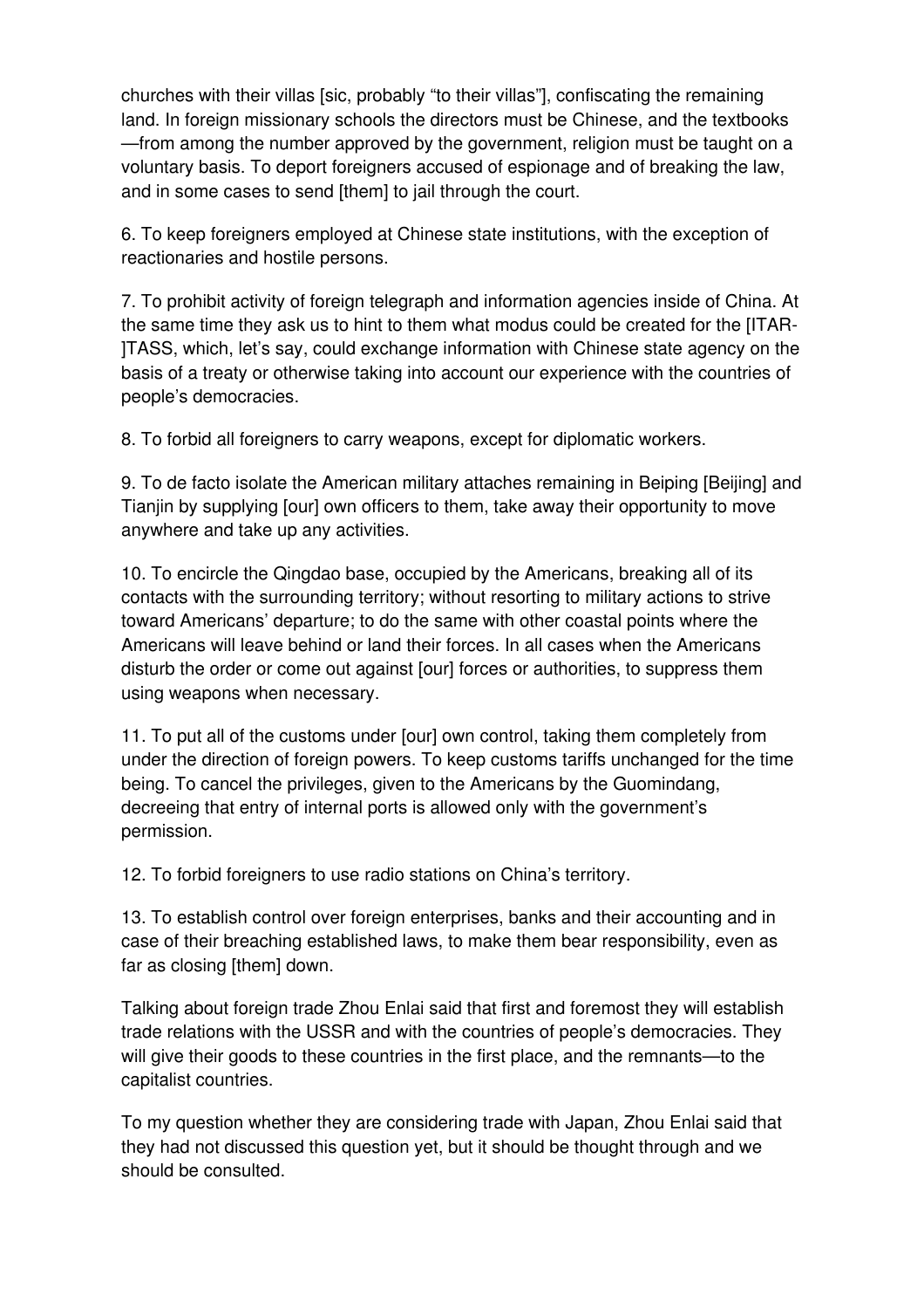churches with their villas [sic, probably "to their villas"], confiscating the remaining land. In foreign missionary schools the directors must be Chinese, and the textbooks —from among the number approved by the government, religion must be taught on a voluntary basis. To deport foreigners accused of espionage and of breaking the law, and in some cases to send [them] to jail through the court.

6. To keep foreigners employed at Chinese state institutions, with the exception of reactionaries and hostile persons.

7. To prohibit activity of foreign telegraph and information agencies inside of China. At the same time they ask us to hint to them what modus could be created for the [ITAR-]TASS, which, let's say, could exchange information with Chinese state agency on the basis of a treaty or otherwise taking into account our experience with the countries of people's democracies.

8. To forbid all foreigners to carry weapons, except for diplomatic workers.

9. To de facto isolate the American military attaches remaining in Beiping [Beijing] and Tianjin by supplying [our] own officers to them, take away their opportunity to move anywhere and take up any activities.

10. To encircle the Qingdao base, occupied by the Americans, breaking all of its contacts with the surrounding territory; without resorting to military actions to strive toward Americans' departure; to do the same with other coastal points where the Americans will leave behind or land their forces. In all cases when the Americans disturb the order or come out against [our] forces or authorities, to suppress them using weapons when necessary.

11. To put all of the customs under [our] own control, taking them completely from under the direction of foreign powers. To keep customs tariffs unchanged for the time being. To cancel the privileges, given to the Americans by the Guomindang, decreeing that entry of internal ports is allowed only with the government's permission.

12. To forbid foreigners to use radio stations on China's territory.

13. To establish control over foreign enterprises, banks and their accounting and in case of their breaching established laws, to make them bear responsibility, even as far as closing [them] down.

Talking about foreign trade Zhou Enlai said that first and foremost they will establish trade relations with the USSR and with the countries of people's democracies. They will give their goods to these countries in the first place, and the remnants—to the capitalist countries.

To my question whether they are considering trade with Japan, Zhou Enlai said that they had not discussed this question yet, but it should be thought through and we should be consulted.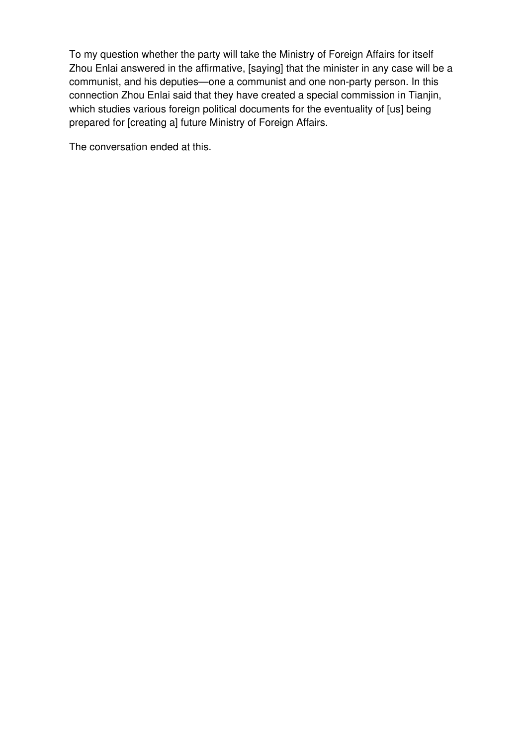To my question whether the party will take the Ministry of Foreign Affairs for itself Zhou Enlai answered in the affirmative, [saying] that the minister in any case will be a communist, and his deputies—one a communist and one non-party person. In this connection Zhou Enlai said that they have created a special commission in Tianjin, which studies various foreign political documents for the eventuality of [us] being prepared for [creating a] future Ministry of Foreign Affairs.

The conversation ended at this.